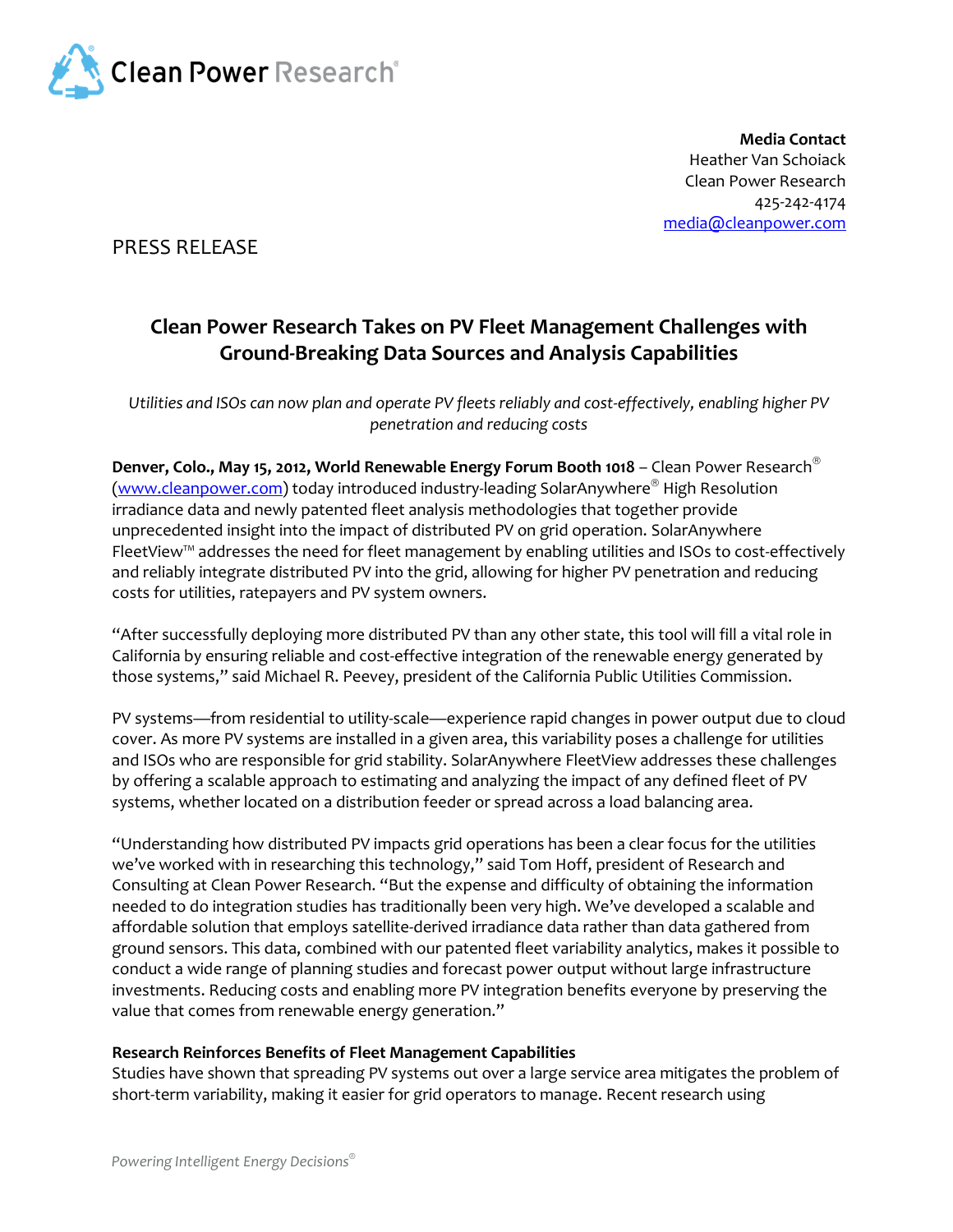Clean Power Research®

**Media Contact**
Heather Van Schoiack
Clean Power Research
425-242-4174
[media@cleanpower.com](mailto:media@cleanpower.com)

PRESS RELEASE

## Clean Power Research Takes on PV Fleet Management Challenges with Ground-Breaking Data Sources and Analysis Capabilities

*Utilities and ISOs can now plan and operate PV fleets reliably and cost-effectively, enabling higher PV penetration and reducing costs*

**Denver, Colo., May 15, 2012, World Renewable Energy Forum Booth 1018** – Clean Power Research® ([www.cleanpower.com](http://www.cleanpower.com)) today introduced industry-leading SolarAnywhere® High Resolution irradiance data and newly patented fleet analysis methodologies that together provide unprecedented insight into the impact of distributed PV on grid operation. SolarAnywhere FleetView™ addresses the need for fleet management by enabling utilities and ISOs to cost-effectively and reliably integrate distributed PV into the grid, allowing for higher PV penetration and reducing costs for utilities, ratepayers and PV system owners.

"After successfully deploying more distributed PV than any other state, this tool will fill a vital role in California by ensuring reliable and cost-effective integration of the renewable energy generated by those systems," said Michael R. Peevey, president of the California Public Utilities Commission.

PV systems—from residential to utility-scale—experience rapid changes in power output due to cloud cover. As more PV systems are installed in a given area, this variability poses a challenge for utilities and ISOs who are responsible for grid stability. SolarAnywhere FleetView addresses these challenges by offering a scalable approach to estimating and analyzing the impact of any defined fleet of PV systems, whether located on a distribution feeder or spread across a load balancing area.

"Understanding how distributed PV impacts grid operations has been a clear focus for the utilities we've worked with in researching this technology," said Tom Hoff, president of Research and Consulting at Clean Power Research. "But the expense and difficulty of obtaining the information needed to do integration studies has traditionally been very high. We've developed a scalable and affordable solution that employs satellite-derived irradiance data rather than data gathered from ground sensors. This data, combined with our patented fleet variability analytics, makes it possible to conduct a wide range of planning studies and forecast power output without large infrastructure investments. Reducing costs and enabling more PV integration benefits everyone by preserving the value that comes from renewable energy generation."

**Research Reinforces Benefits of Fleet Management Capabilities**

Studies have shown that spreading PV systems out over a large service area mitigates the problem of short-term variability, making it easier for grid operators to manage. Recent research using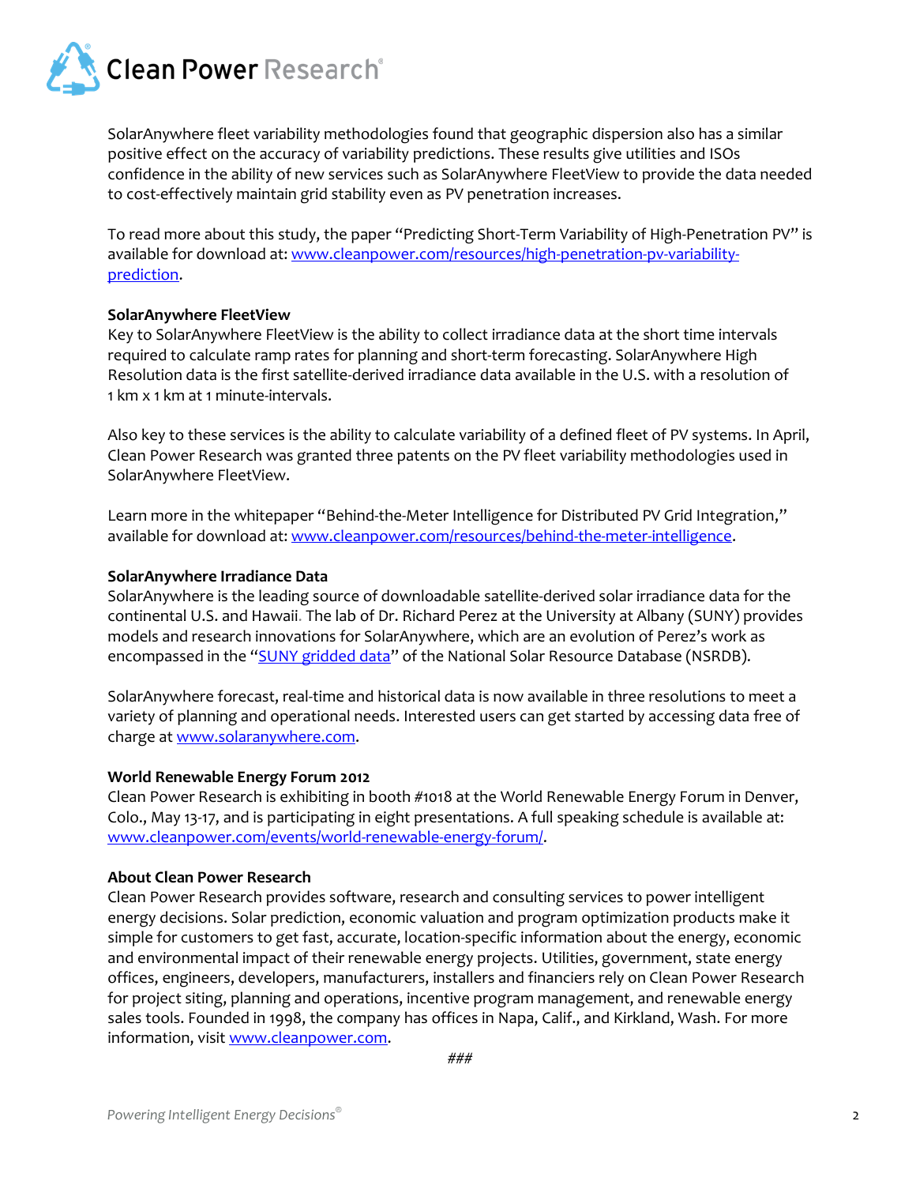SolarAnywhere fleet variability methodologies found that geographic dispersion also has a similar positive effect on the accuracy of variability predictions. These results give utilities and ISOs confidence in the ability of new services such as SolarAnywhere FleetView to provide the data needed to cost-effectively maintain grid stability even as PV penetration increases.

To read more about this study, the paper "Predicting Short-Term Variability of High-Penetration PV" is available for download at: [www.cleanpower.com/resources/high-penetration-pv-variability-prediction](www.cleanpower.com/resources/high-penetration-pv-variability-prediction).

**SolarAnywhere FleetView**

Key to SolarAnywhere FleetView is the ability to collect irradiance data at the short time intervals required to calculate ramp rates for planning and short-term forecasting. SolarAnywhere High Resolution data is the first satellite-derived irradiance data available in the U.S. with a resolution of 1 km x 1 km at 1 minute-intervals.

Also key to these services is the ability to calculate variability of a defined fleet of PV systems. In April, Clean Power Research was granted three patents on the PV fleet variability methodologies used in SolarAnywhere FleetView.

Learn more in the whitepaper "Behind-the-Meter Intelligence for Distributed PV Grid Integration," available for download at: [www.cleanpower.com/resources/behind-the-meter-intelligence](www.cleanpower.com/resources/behind-the-meter-intelligence).

**SolarAnywhere Irradiance Data**

SolarAnywhere is the leading source of downloadable satellite-derived solar irradiance data for the continental U.S. and Hawaii. The lab of Dr. Richard Perez at the University at Albany (SUNY) provides models and research innovations for SolarAnywhere, which are an evolution of Perez's work as encompassed in the "SUNY gridded data" of the National Solar Resource Database (NSRDB).

SolarAnywhere forecast, real-time and historical data is now available in three resolutions to meet a variety of planning and operational needs. Interested users can get started by accessing data free of charge at [www.solaranywhere.com](www.solaranywhere.com).

**World Renewable Energy Forum 2012**

Clean Power Research is exhibiting in booth #1018 at the World Renewable Energy Forum in Denver, Colo., May 13-17, and is participating in eight presentations. A full speaking schedule is available at: [www.cleanpower.com/events/world-renewable-energy-forum/](www.cleanpower.com/events/world-renewable-energy-forum/).

**About Clean Power Research**

Clean Power Research provides software, research and consulting services to power intelligent energy decisions. Solar prediction, economic valuation and program optimization products make it simple for customers to get fast, accurate, location-specific information about the energy, economic and environmental impact of their renewable energy projects. Utilities, government, state energy offices, engineers, developers, manufacturers, installers and financiers rely on Clean Power Research for project siting, planning and operations, incentive program management, and renewable energy sales tools. Founded in 1998, the company has offices in Napa, Calif., and Kirkland, Wash. For more information, visit [www.cleanpower.com](www.cleanpower.com).

###